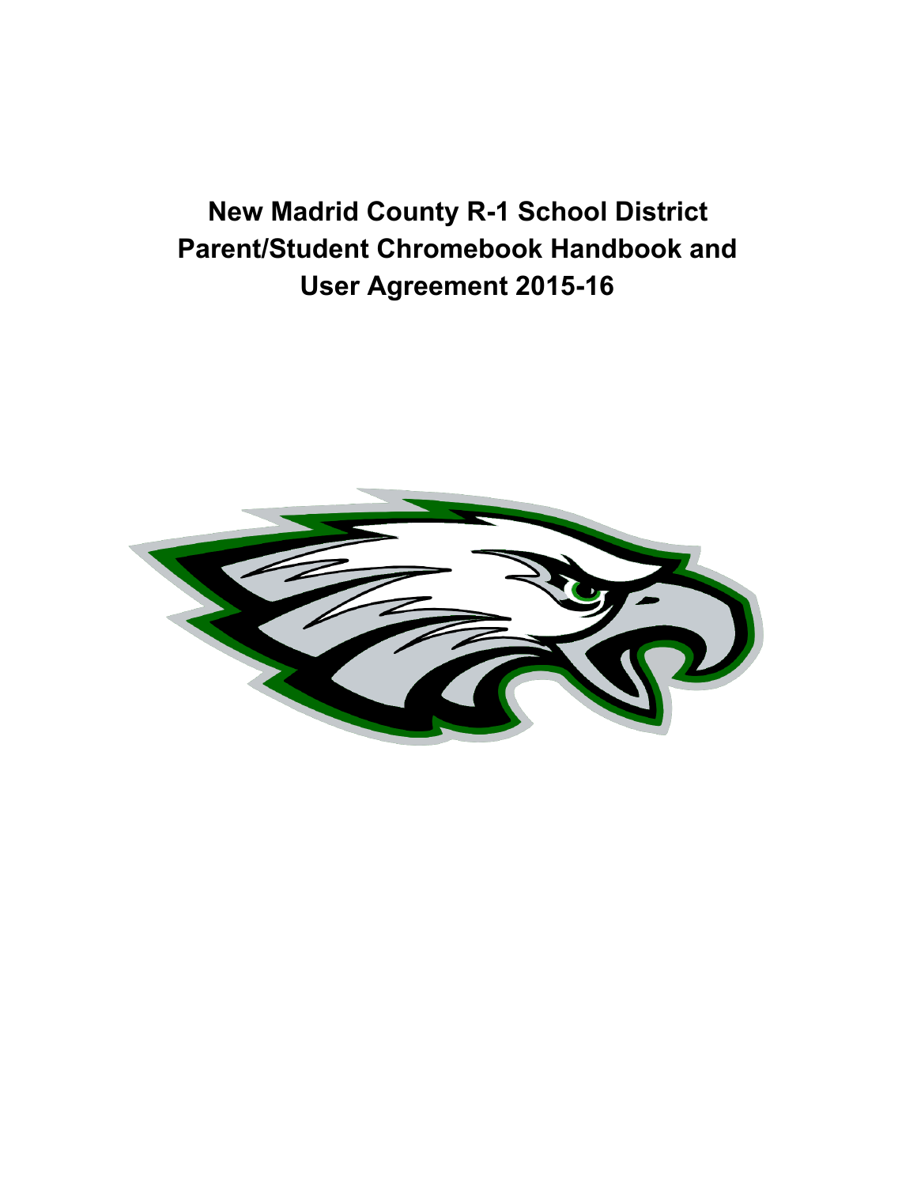# New Madrid County R-1 School District Parent/Student Chromebook Handbook and User Agreement 2015-16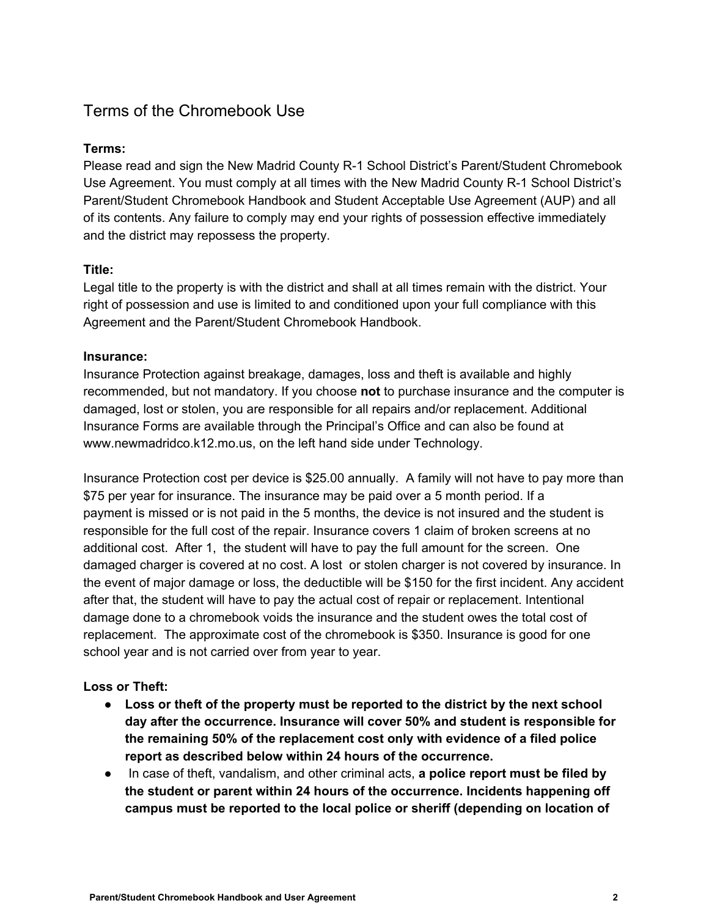## Terms of the Chromebook Use

**Terms:**
Please read and sign the New Madrid County R-1 School District's Parent/Student Chromebook Use Agreement. You must comply at all times with the New Madrid County R-1 School District's Parent/Student Chromebook Handbook and Student Acceptable Use Agreement (AUP) and all of its contents. Any failure to comply may end your rights of possession effective immediately and the district may repossess the property.

**Title:**
Legal title to the property is with the district and shall at all times remain with the district. Your right of possession and use is limited to and conditioned upon your full compliance with this Agreement and the Parent/Student Chromebook Handbook.

**Insurance:**
Insurance Protection against breakage, damages, loss and theft is available and highly recommended, but not mandatory. If you choose **not** to purchase insurance and the computer is damaged, lost or stolen, you are responsible for all repairs and/or replacement. Additional Insurance Forms are available through the Principal's Office and can also be found at www.newmadridco.k12.mo.us, on the left hand side under Technology.

Insurance Protection cost per device is $25.00 annually. A family will not have to pay more than $75 per year for insurance. The insurance may be paid over a 5 month period. If a payment is missed or is not paid in the 5 months, the device is not insured and the student is responsible for the full cost of the repair. Insurance covers 1 claim of broken screens at no additional cost. After 1, the student will have to pay the full amount for the screen. One damaged charger is covered at no cost. A lost or stolen charger is not covered by insurance. In the event of major damage or loss, the deductible will be $150 for the first incident. Any accident after that, the student will have to pay the actual cost of repair or replacement. Intentional damage done to a chromebook voids the insurance and the student owes the total cost of replacement. The approximate cost of the chromebook is $350. Insurance is good for one school year and is not carried over from year to year.

**Loss or Theft:**

- **Loss or theft of the property must be reported to the district by the next school day after the occurrence. Insurance will cover 50% and student is responsible for the remaining 50% of the replacement cost only with evidence of a filed police report as described below within 24 hours of the occurrence.**
- In case of theft, vandalism, and other criminal acts, **a police report must be filed by the student or parent within 24 hours of the occurrence. Incidents happening off campus must be reported to the local police or sheriff (depending on location of**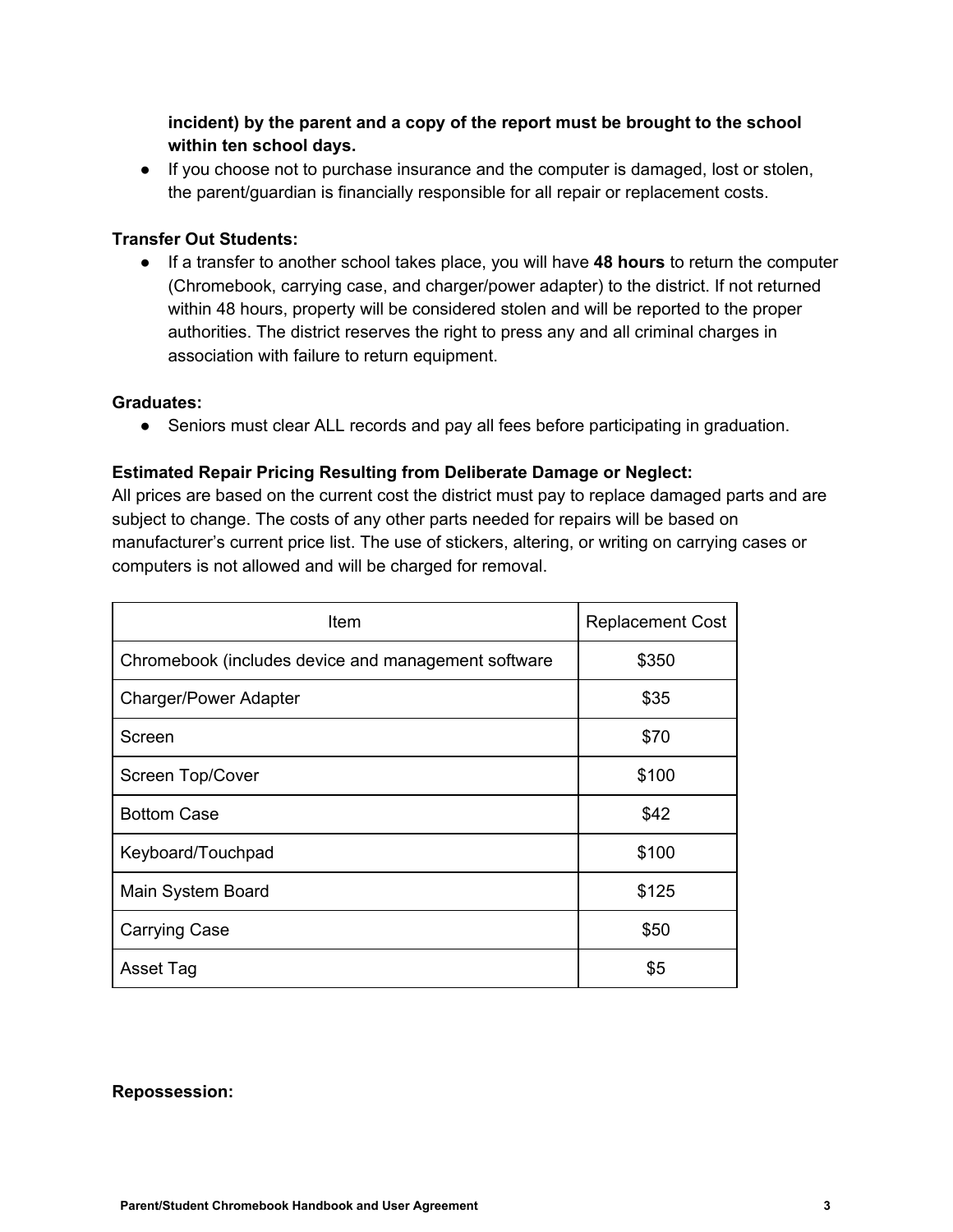**incident) by the parent and a copy of the report must be brought to the school within ten school days.**

- If you choose not to purchase insurance and the computer is damaged, lost or stolen, the parent/guardian is financially responsible for all repair or replacement costs.

**Transfer Out Students:**

- If a transfer to another school takes place, you will have **48 hours** to return the computer (Chromebook, carrying case, and charger/power adapter) to the district. If not returned within 48 hours, property will be considered stolen and will be reported to the proper authorities. The district reserves the right to press any and all criminal charges in association with failure to return equipment.

**Graduates:**

- Seniors must clear ALL records and pay all fees before participating in graduation.

**Estimated Repair Pricing Resulting from Deliberate Damage or Neglect:**

All prices are based on the current cost the district must pay to replace damaged parts and are subject to change. The costs of any other parts needed for repairs will be based on manufacturer's current price list. The use of stickers, altering, or writing on carrying cases or computers is not allowed and will be charged for removal.

| Item | Replacement Cost |
|---|---|
| Chromebook (includes device and management software | $350 |
| Charger/Power Adapter | $35 |
| Screen | $70 |
| Screen Top/Cover | $100 |
| Bottom Case | $42 |
| Keyboard/Touchpad | $100 |
| Main System Board | $125 |
| Carrying Case | $50 |
| Asset Tag | $5 |

**Repossession:**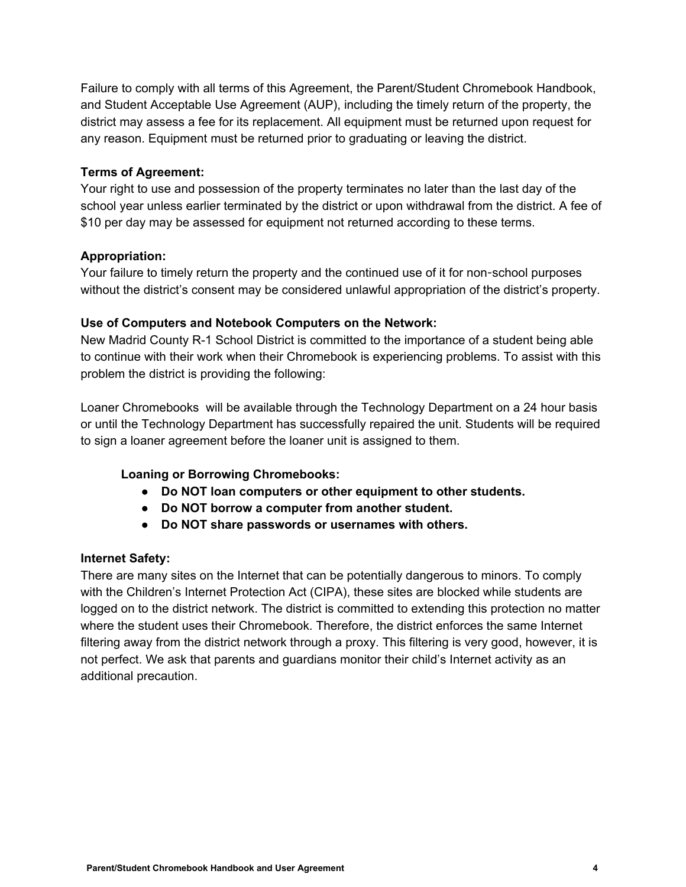Failure to comply with all terms of this Agreement, the Parent/Student Chromebook Handbook, and Student Acceptable Use Agreement (AUP), including the timely return of the property, the district may assess a fee for its replacement. All equipment must be returned upon request for any reason. Equipment must be returned prior to graduating or leaving the district.

**Terms of Agreement:**
Your right to use and possession of the property terminates no later than the last day of the school year unless earlier terminated by the district or upon withdrawal from the district. A fee of $10 per day may be assessed for equipment not returned according to these terms.

**Appropriation:**
Your failure to timely return the property and the continued use of it for non-school purposes without the district's consent may be considered unlawful appropriation of the district's property.

**Use of Computers and Notebook Computers on the Network:**
New Madrid County R-1 School District is committed to the importance of a student being able to continue with their work when their Chromebook is experiencing problems. To assist with this problem the district is providing the following:

Loaner Chromebooks will be available through the Technology Department on a 24 hour basis or until the Technology Department has successfully repaired the unit. Students will be required to sign a loaner agreement before the loaner unit is assigned to them.

**Loaning or Borrowing Chromebooks:**

- **Do NOT loan computers or other equipment to other students.**
- **Do NOT borrow a computer from another student.**
- **Do NOT share passwords or usernames with others.**

**Internet Safety:**
There are many sites on the Internet that can be potentially dangerous to minors. To comply with the Children's Internet Protection Act (CIPA), these sites are blocked while students are logged on to the district network. The district is committed to extending this protection no matter where the student uses their Chromebook. Therefore, the district enforces the same Internet filtering away from the district network through a proxy. This filtering is very good, however, it is not perfect. We ask that parents and guardians monitor their child's Internet activity as an additional precaution.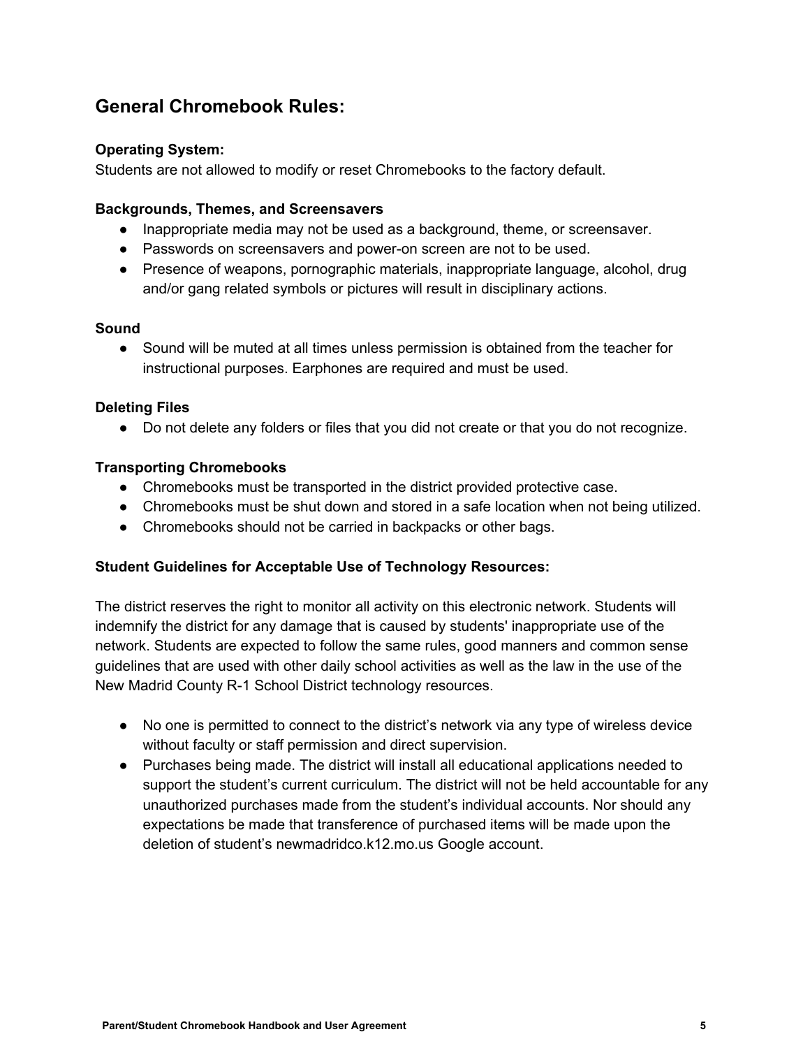## General Chromebook Rules:

**Operating System:**
Students are not allowed to modify or reset Chromebooks to the factory default.

**Backgrounds, Themes, and Screensavers**

- Inappropriate media may not be used as a background, theme, or screensaver.
- Passwords on screensavers and power-on screen are not to be used.
- Presence of weapons, pornographic materials, inappropriate language, alcohol, drug and/or gang related symbols or pictures will result in disciplinary actions.

**Sound**

- Sound will be muted at all times unless permission is obtained from the teacher for instructional purposes. Earphones are required and must be used.

**Deleting Files**

- Do not delete any folders or files that you did not create or that you do not recognize.

**Transporting Chromebooks**

- Chromebooks must be transported in the district provided protective case.
- Chromebooks must be shut down and stored in a safe location when not being utilized.
- Chromebooks should not be carried in backpacks or other bags.

**Student Guidelines for Acceptable Use of Technology Resources:**

The district reserves the right to monitor all activity on this electronic network. Students will indemnify the district for any damage that is caused by students' inappropriate use of the network. Students are expected to follow the same rules, good manners and common sense guidelines that are used with other daily school activities as well as the law in the use of the New Madrid County R-1 School District technology resources.

- No one is permitted to connect to the district's network via any type of wireless device without faculty or staff permission and direct supervision.
- Purchases being made. The district will install all educational applications needed to support the student's current curriculum. The district will not be held accountable for any unauthorized purchases made from the student's individual accounts. Nor should any expectations be made that transference of purchased items will be made upon the deletion of student's newmadridco.k12.mo.us Google account.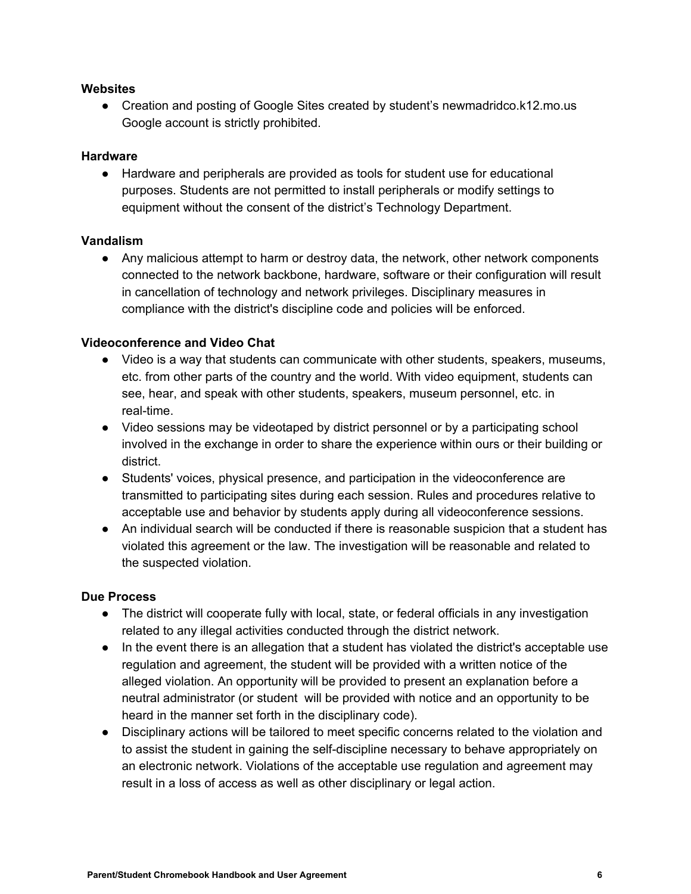**Websites**

- Creation and posting of Google Sites created by student's newmadridco.k12.mo.us Google account is strictly prohibited.

**Hardware**

- Hardware and peripherals are provided as tools for student use for educational purposes. Students are not permitted to install peripherals or modify settings to equipment without the consent of the district's Technology Department.

**Vandalism**

- Any malicious attempt to harm or destroy data, the network, other network components connected to the network backbone, hardware, software or their configuration will result in cancellation of technology and network privileges. Disciplinary measures in compliance with the district's discipline code and policies will be enforced.

**Videoconference and Video Chat**

- Video is a way that students can communicate with other students, speakers, museums, etc. from other parts of the country and the world. With video equipment, students can see, hear, and speak with other students, speakers, museum personnel, etc. in real-time.
- Video sessions may be videotaped by district personnel or by a participating school involved in the exchange in order to share the experience within ours or their building or district.
- Students' voices, physical presence, and participation in the videoconference are transmitted to participating sites during each session. Rules and procedures relative to acceptable use and behavior by students apply during all videoconference sessions.
- An individual search will be conducted if there is reasonable suspicion that a student has violated this agreement or the law. The investigation will be reasonable and related to the suspected violation.

**Due Process**

- The district will cooperate fully with local, state, or federal officials in any investigation related to any illegal activities conducted through the district network.
- In the event there is an allegation that a student has violated the district's acceptable use regulation and agreement, the student will be provided with a written notice of the alleged violation. An opportunity will be provided to present an explanation before a neutral administrator (or student will be provided with notice and an opportunity to be heard in the manner set forth in the disciplinary code).
- Disciplinary actions will be tailored to meet specific concerns related to the violation and to assist the student in gaining the self-discipline necessary to behave appropriately on an electronic network. Violations of the acceptable use regulation and agreement may result in a loss of access as well as other disciplinary or legal action.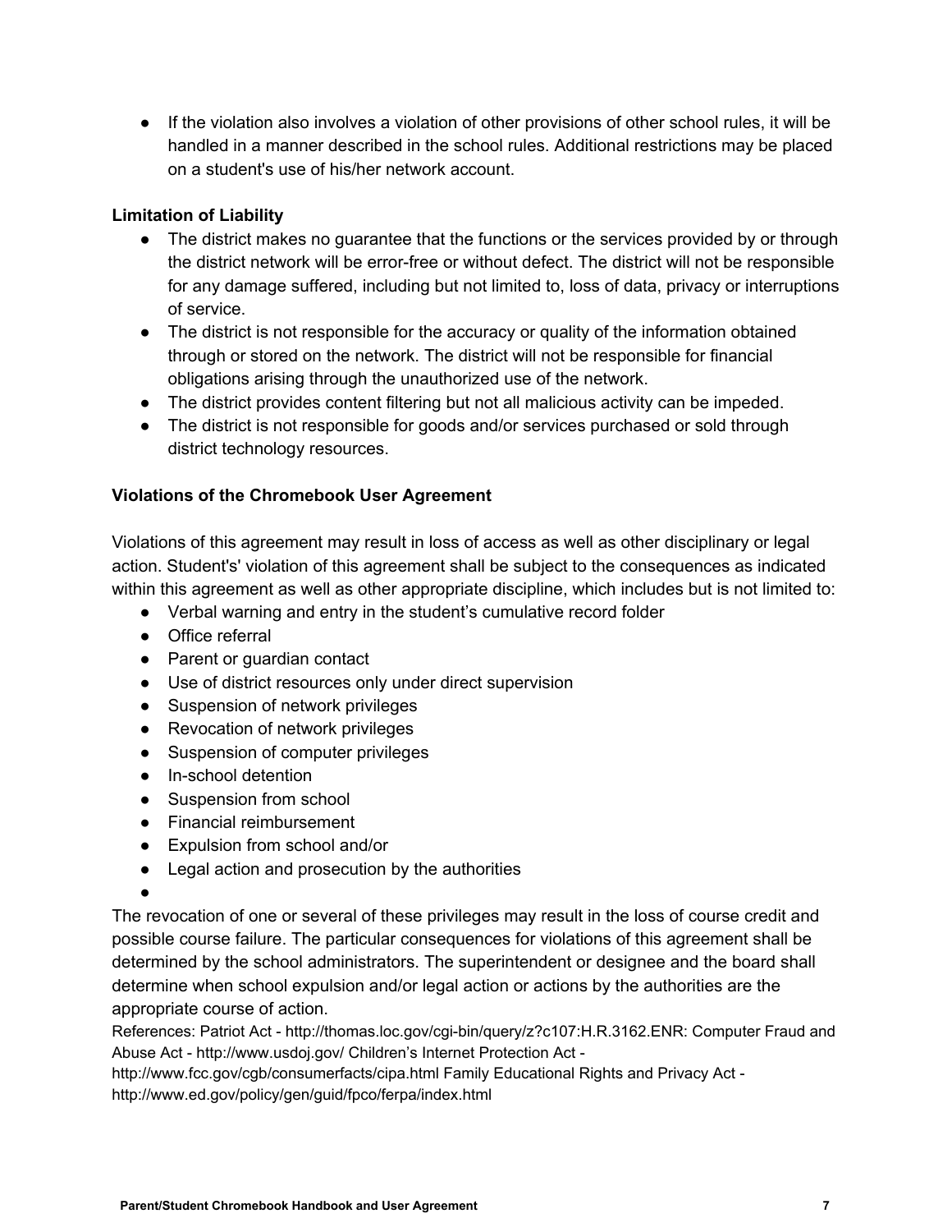- If the violation also involves a violation of other provisions of other school rules, it will be handled in a manner described in the school rules. Additional restrictions may be placed on a student's use of his/her network account.

**Limitation of Liability**

- The district makes no guarantee that the functions or the services provided by or through the district network will be error-free or without defect. The district will not be responsible for any damage suffered, including but not limited to, loss of data, privacy or interruptions of service.
- The district is not responsible for the accuracy or quality of the information obtained through or stored on the network. The district will not be responsible for financial obligations arising through the unauthorized use of the network.
- The district provides content filtering but not all malicious activity can be impeded.
- The district is not responsible for goods and/or services purchased or sold through district technology resources.

**Violations of the Chromebook User Agreement**

Violations of this agreement may result in loss of access as well as other disciplinary or legal action. Student's' violation of this agreement shall be subject to the consequences as indicated within this agreement as well as other appropriate discipline, which includes but is not limited to:

- Verbal warning and entry in the student's cumulative record folder
- Office referral
- Parent or guardian contact
- Use of district resources only under direct supervision
- Suspension of network privileges
- Revocation of network privileges
- Suspension of computer privileges
- In-school detention
- Suspension from school
- Financial reimbursement
- Expulsion from school and/or
- Legal action and prosecution by the authorities

The revocation of one or several of these privileges may result in the loss of course credit and possible course failure. The particular consequences for violations of this agreement shall be determined by the school administrators. The superintendent or designee and the board shall determine when school expulsion and/or legal action or actions by the authorities are the appropriate course of action.

References: Patriot Act - http://thomas.loc.gov/cgi-bin/query/z?c107:H.R.3162.ENR: Computer Fraud and Abuse Act - http://www.usdoj.gov/ Children's Internet Protection Act - http://www.fcc.gov/cgb/consumerfacts/cipa.html Family Educational Rights and Privacy Act - http://www.ed.gov/policy/gen/guid/fpco/ferpa/index.html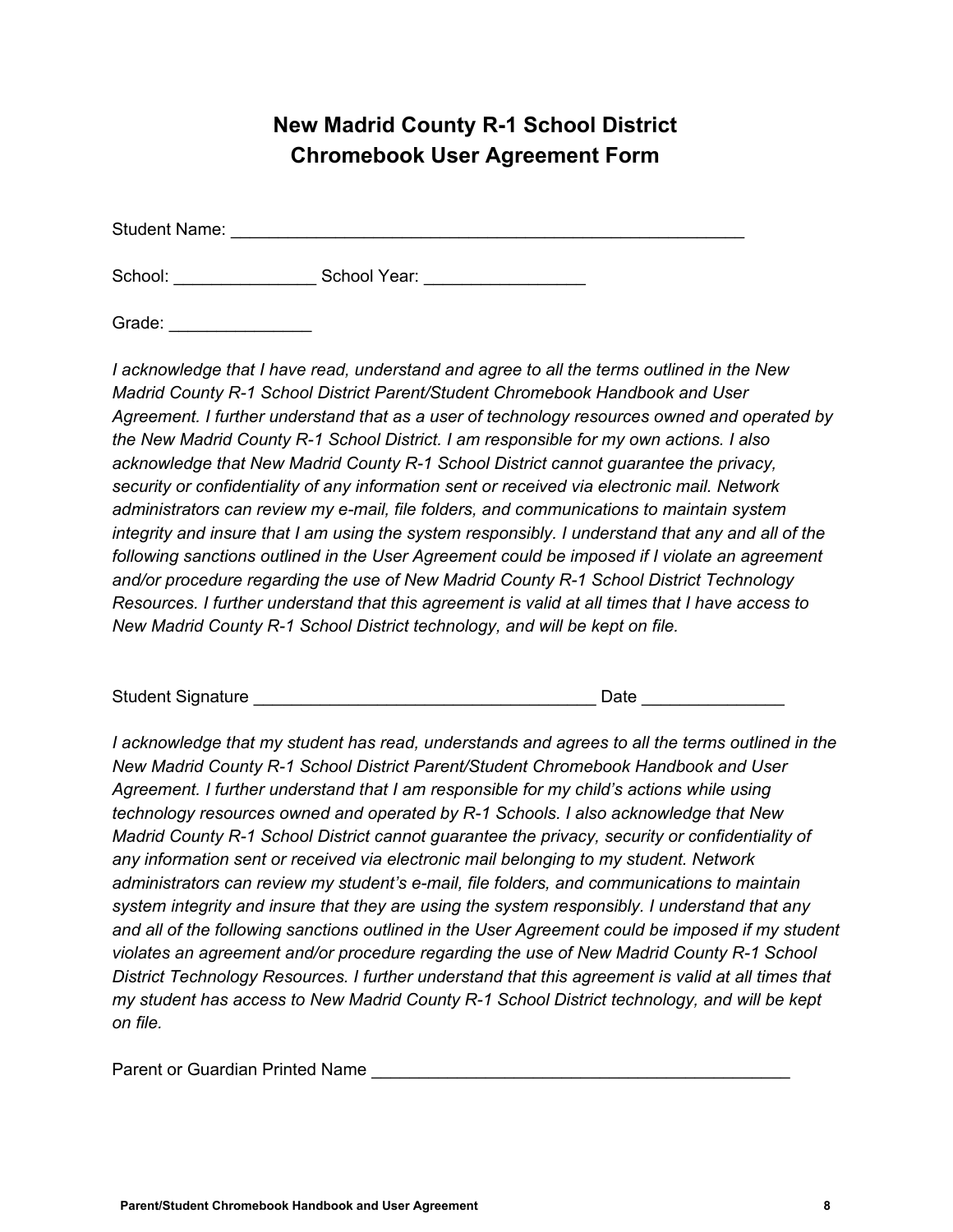# New Madrid County R-1 School District
# Chromebook User Agreement Form

Student Name: ______________________________________________________

School: _______________ School Year: _________________

Grade: _______________

*I acknowledge that I have read, understand and agree to all the terms outlined in the New Madrid County R-1 School District Parent/Student Chromebook Handbook and User Agreement. I further understand that as a user of technology resources owned and operated by the New Madrid County R-1 School District. I am responsible for my own actions. I also acknowledge that New Madrid County R-1 School District cannot guarantee the privacy, security or confidentiality of any information sent or received via electronic mail. Network administrators can review my e-mail, file folders, and communications to maintain system integrity and insure that I am using the system responsibly. I understand that any and all of the following sanctions outlined in the User Agreement could be imposed if I violate an agreement and/or procedure regarding the use of New Madrid County R-1 School District Technology Resources. I further understand that this agreement is valid at all times that I have access to New Madrid County R-1 School District technology, and will be kept on file.*

Student Signature ____________________________________ Date _______________

*I acknowledge that my student has read, understands and agrees to all the terms outlined in the New Madrid County R-1 School District Parent/Student Chromebook Handbook and User Agreement. I further understand that I am responsible for my child's actions while using technology resources owned and operated by R-1 Schools. I also acknowledge that New Madrid County R-1 School District cannot guarantee the privacy, security or confidentiality of any information sent or received via electronic mail belonging to my student. Network administrators can review my student's e-mail, file folders, and communications to maintain system integrity and insure that they are using the system responsibly. I understand that any and all of the following sanctions outlined in the User Agreement could be imposed if my student violates an agreement and/or procedure regarding the use of New Madrid County R-1 School District Technology Resources. I further understand that this agreement is valid at all times that my student has access to New Madrid County R-1 School District technology, and will be kept on file.*

Parent or Guardian Printed Name ____________________________________________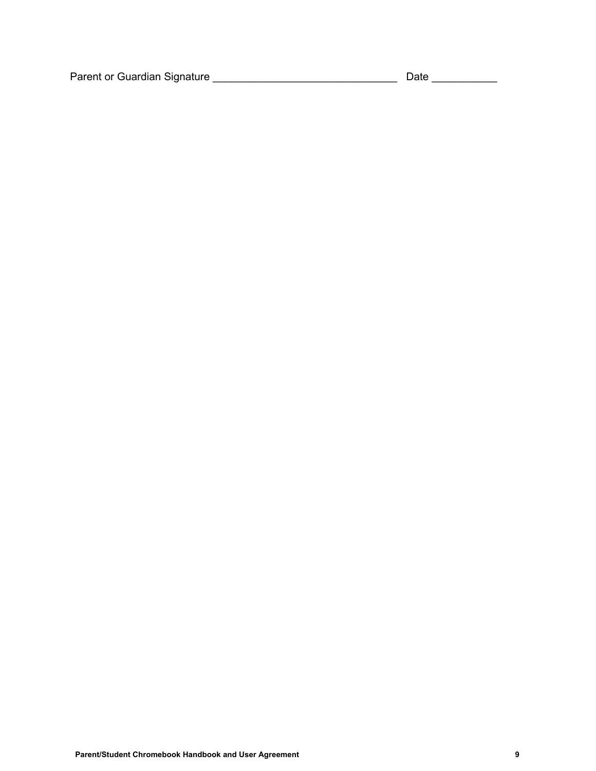Parent or Guardian Signature _______________________________ Date ___________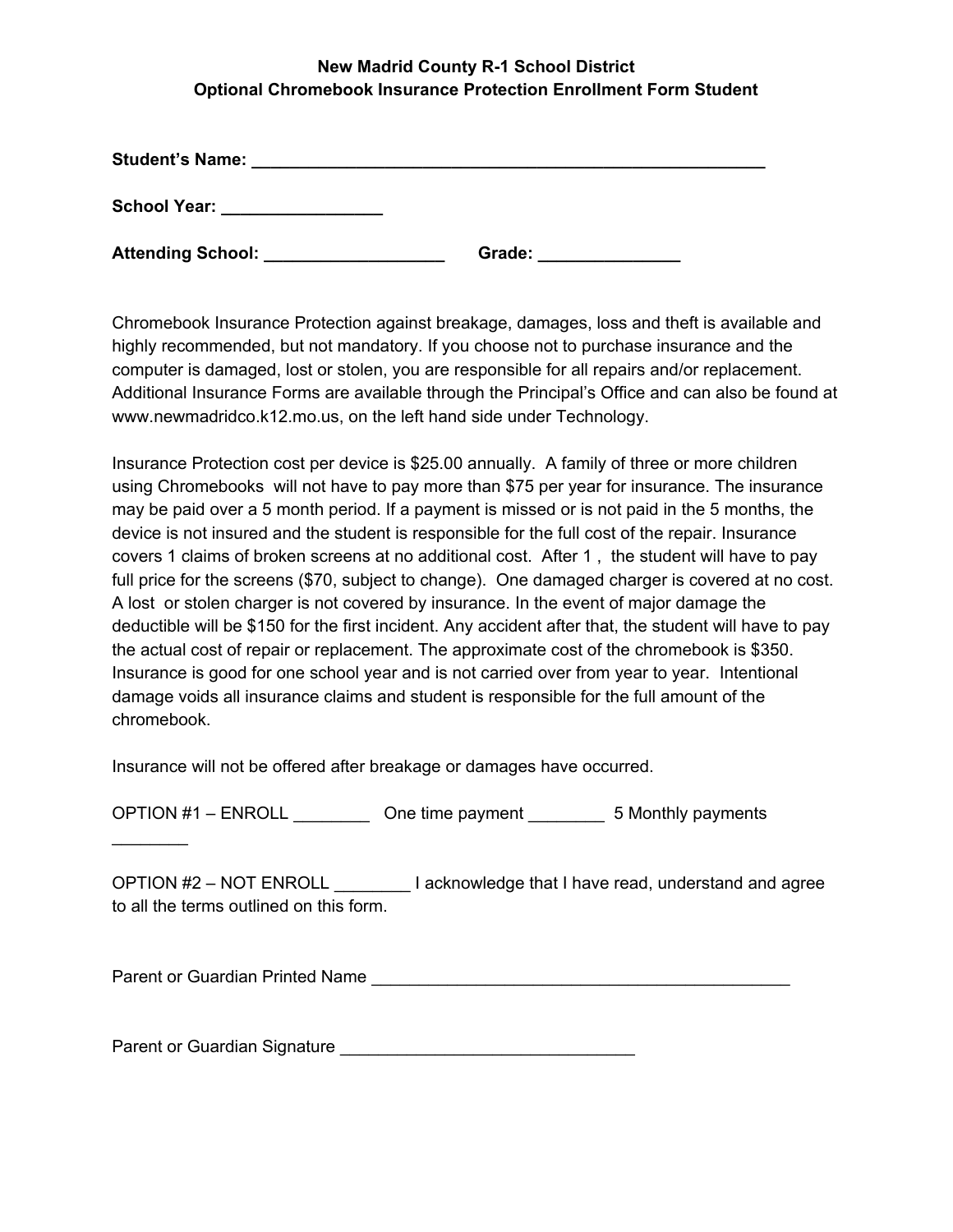**New Madrid County R-1 School District**
**Optional Chromebook Insurance Protection Enrollment Form Student**

**Student's Name: ________________________________________________________**

**School Year: ________________**

**Attending School: __________________ Grade: ______________**

Chromebook Insurance Protection against breakage, damages, loss and theft is available and highly recommended, but not mandatory. If you choose not to purchase insurance and the computer is damaged, lost or stolen, you are responsible for all repairs and/or replacement. Additional Insurance Forms are available through the Principal's Office and can also be found at www.newmadridco.k12.mo.us, on the left hand side under Technology.

Insurance Protection cost per device is $25.00 annually. A family of three or more children using Chromebooks will not have to pay more than $75 per year for insurance. The insurance may be paid over a 5 month period. If a payment is missed or is not paid in the 5 months, the device is not insured and the student is responsible for the full cost of the repair. Insurance covers 1 claims of broken screens at no additional cost. After 1 , the student will have to pay full price for the screens ($70, subject to change). One damaged charger is covered at no cost. A lost or stolen charger is not covered by insurance. In the event of major damage the deductible will be $150 for the first incident. Any accident after that, the student will have to pay the actual cost of repair or replacement. The approximate cost of the chromebook is $350. Insurance is good for one school year and is not carried over from year to year. Intentional damage voids all insurance claims and student is responsible for the full amount of the chromebook.

Insurance will not be offered after breakage or damages have occurred.

OPTION #1 – ENROLL ________ One time payment ________ 5 Monthly payments ________

OPTION #2 – NOT ENROLL ________ I acknowledge that I have read, understand and agree to all the terms outlined on this form.

Parent or Guardian Printed Name ____________________________________________

Parent or Guardian Signature ______________________________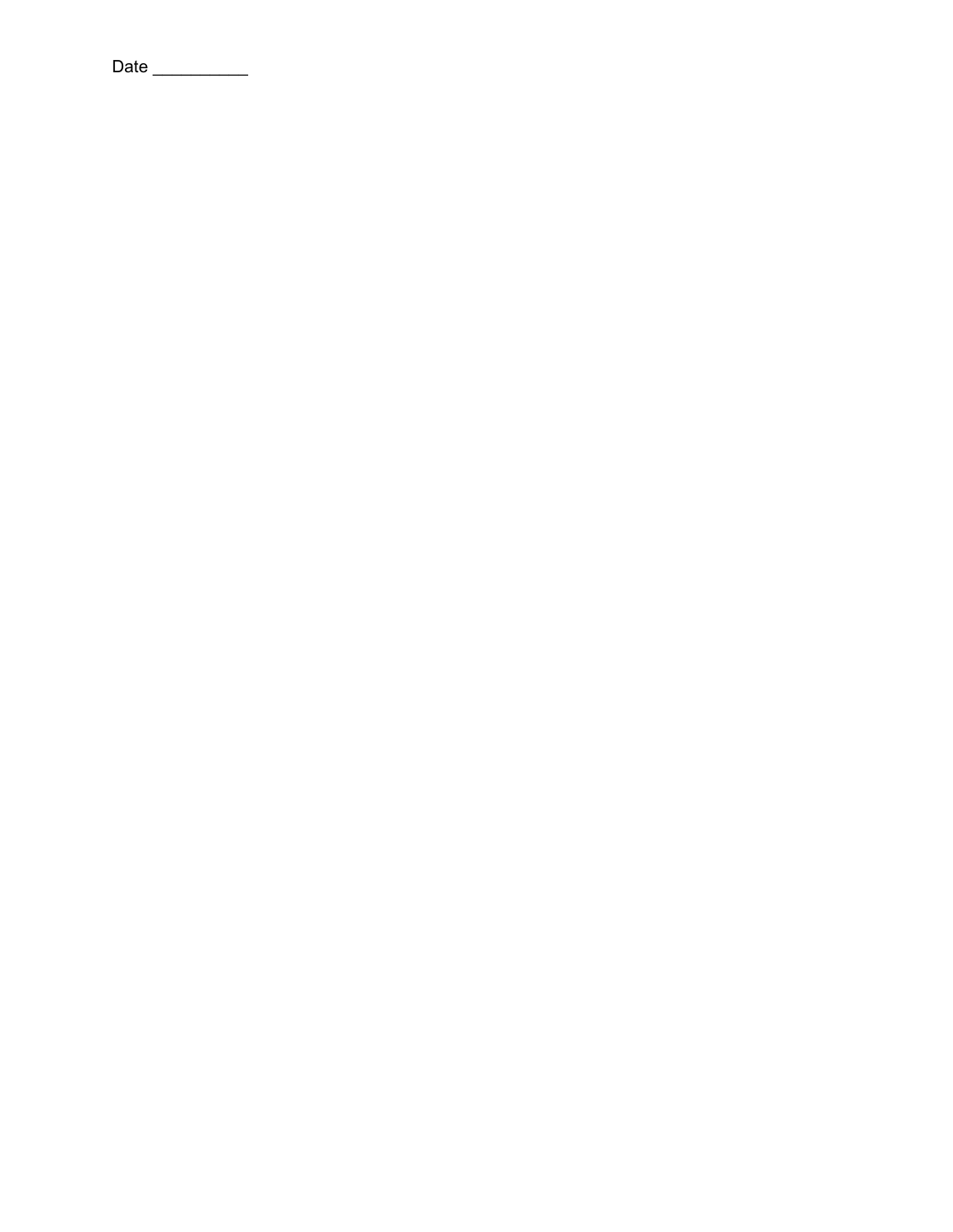Date __________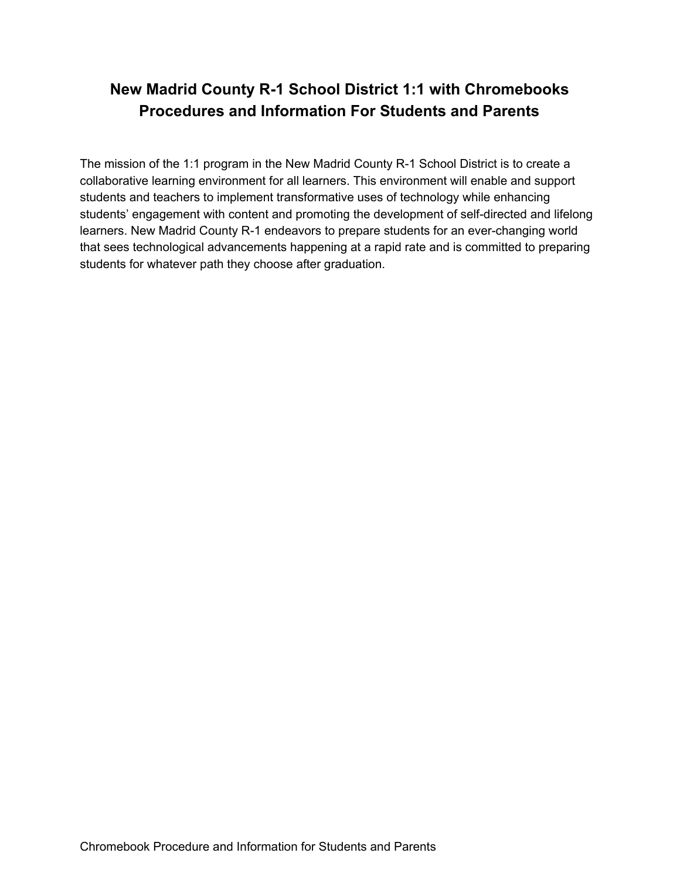# New Madrid County R-1 School District 1:1 with Chromebooks Procedures and Information For Students and Parents

The mission of the 1:1 program in the New Madrid County R-1 School District is to create a collaborative learning environment for all learners. This environment will enable and support students and teachers to implement transformative uses of technology while enhancing students' engagement with content and promoting the development of self-directed and lifelong learners. New Madrid County R-1 endeavors to prepare students for an ever-changing world that sees technological advancements happening at a rapid rate and is committed to preparing students for whatever path they choose after graduation.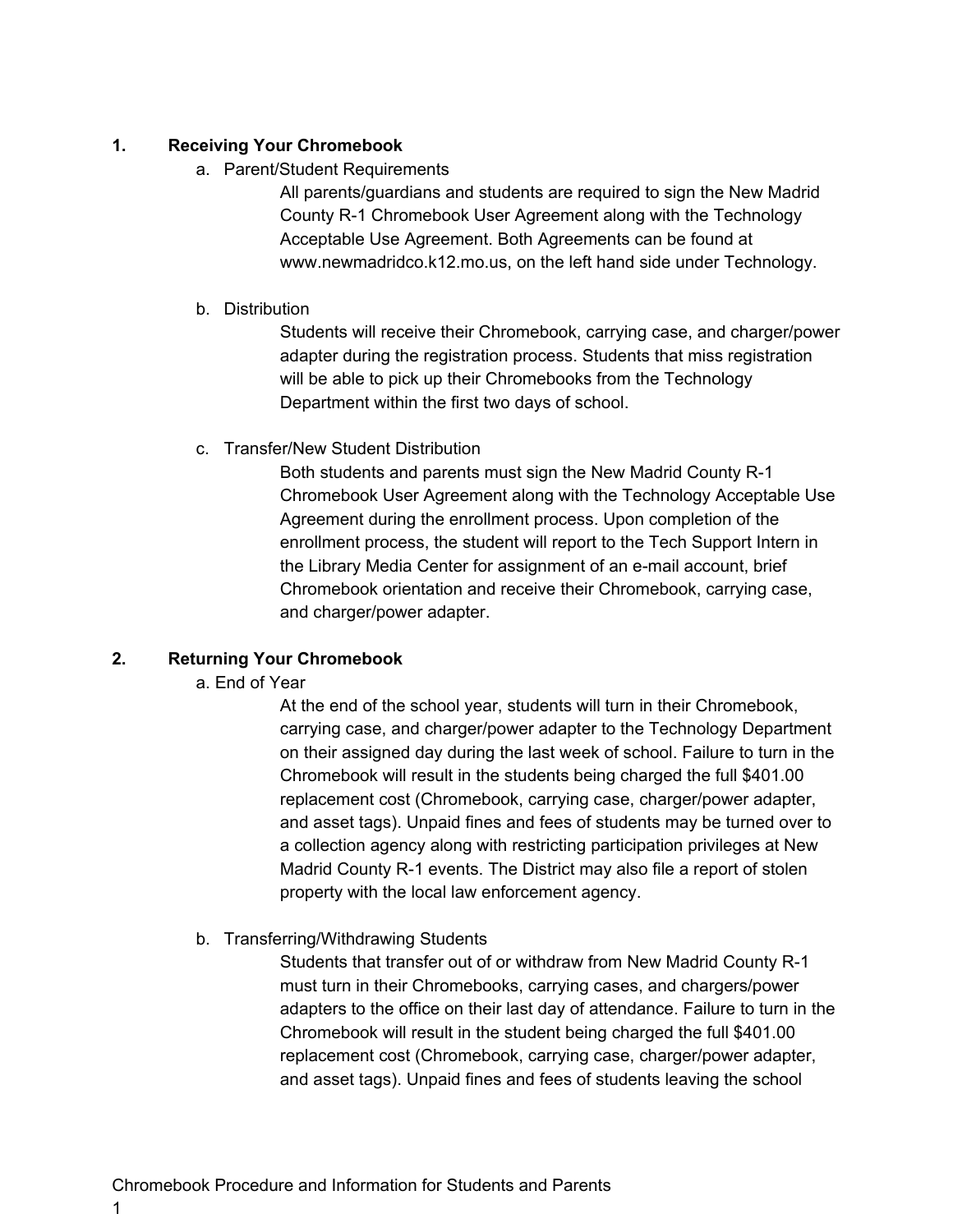## 1. Receiving Your Chromebook

a. Parent/Student Requirements

All parents/guardians and students are required to sign the New Madrid County R-1 Chromebook User Agreement along with the Technology Acceptable Use Agreement. Both Agreements can be found at www.newmadridco.k12.mo.us, on the left hand side under Technology.

b. Distribution

Students will receive their Chromebook, carrying case, and charger/power adapter during the registration process. Students that miss registration will be able to pick up their Chromebooks from the Technology Department within the first two days of school.

c. Transfer/New Student Distribution

Both students and parents must sign the New Madrid County R-1 Chromebook User Agreement along with the Technology Acceptable Use Agreement during the enrollment process. Upon completion of the enrollment process, the student will report to the Tech Support Intern in the Library Media Center for assignment of an e-mail account, brief Chromebook orientation and receive their Chromebook, carrying case, and charger/power adapter.

## 2. Returning Your Chromebook

a. End of Year

At the end of the school year, students will turn in their Chromebook, carrying case, and charger/power adapter to the Technology Department on their assigned day during the last week of school. Failure to turn in the Chromebook will result in the students being charged the full $401.00 replacement cost (Chromebook, carrying case, charger/power adapter, and asset tags). Unpaid fines and fees of students may be turned over to a collection agency along with restricting participation privileges at New Madrid County R-1 events. The District may also file a report of stolen property with the local law enforcement agency.

b. Transferring/Withdrawing Students

Students that transfer out of or withdraw from New Madrid County R-1 must turn in their Chromebooks, carrying cases, and chargers/power adapters to the office on their last day of attendance. Failure to turn in the Chromebook will result in the student being charged the full $401.00 replacement cost (Chromebook, carrying case, charger/power adapter, and asset tags). Unpaid fines and fees of students leaving the school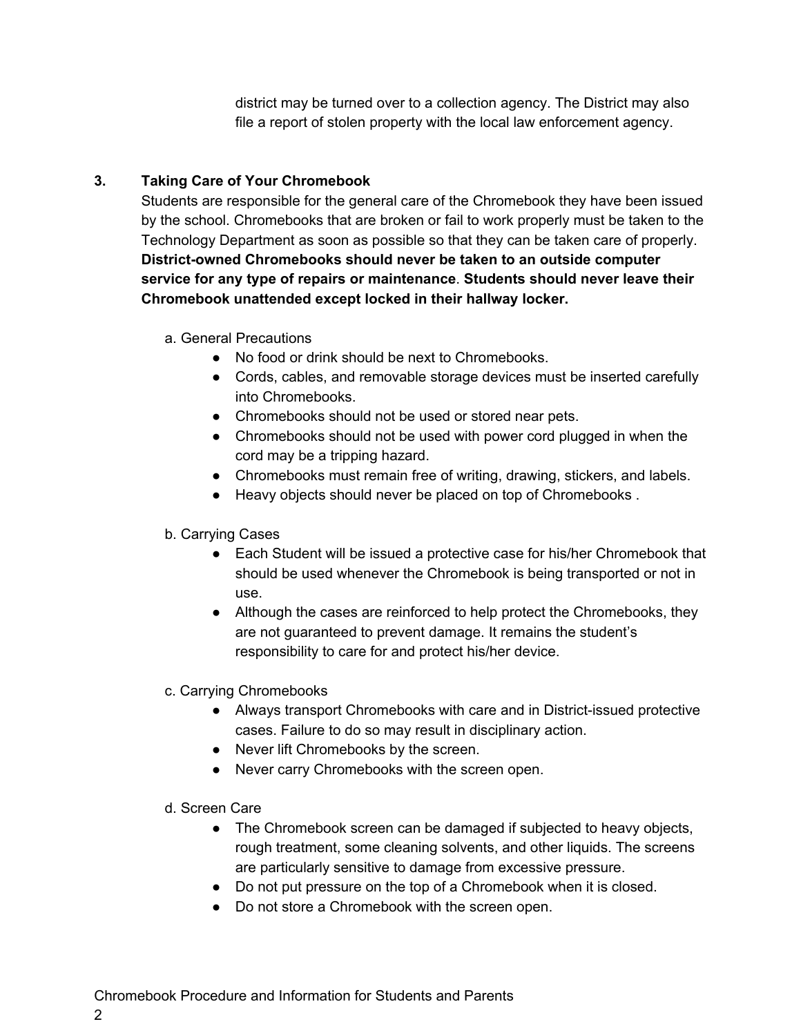district may be turned over to a collection agency. The District may also file a report of stolen property with the local law enforcement agency.

## 3. Taking Care of Your Chromebook

Students are responsible for the general care of the Chromebook they have been issued by the school. Chromebooks that are broken or fail to work properly must be taken to the Technology Department as soon as possible so that they can be taken care of properly. **District-owned Chromebooks should never be taken to an outside computer service for any type of repairs or maintenance**. **Students should never leave their Chromebook unattended except locked in their hallway locker.**

a. General Precautions

- No food or drink should be next to Chromebooks.
- Cords, cables, and removable storage devices must be inserted carefully into Chromebooks.
- Chromebooks should not be used or stored near pets.
- Chromebooks should not be used with power cord plugged in when the cord may be a tripping hazard.
- Chromebooks must remain free of writing, drawing, stickers, and labels.
- Heavy objects should never be placed on top of Chromebooks .

b. Carrying Cases

- Each Student will be issued a protective case for his/her Chromebook that should be used whenever the Chromebook is being transported or not in use.
- Although the cases are reinforced to help protect the Chromebooks, they are not guaranteed to prevent damage. It remains the student's responsibility to care for and protect his/her device.

c. Carrying Chromebooks

- Always transport Chromebooks with care and in District-issued protective cases. Failure to do so may result in disciplinary action.
- Never lift Chromebooks by the screen.
- Never carry Chromebooks with the screen open.

d. Screen Care

- The Chromebook screen can be damaged if subjected to heavy objects, rough treatment, some cleaning solvents, and other liquids. The screens are particularly sensitive to damage from excessive pressure.
- Do not put pressure on the top of a Chromebook when it is closed.
- Do not store a Chromebook with the screen open.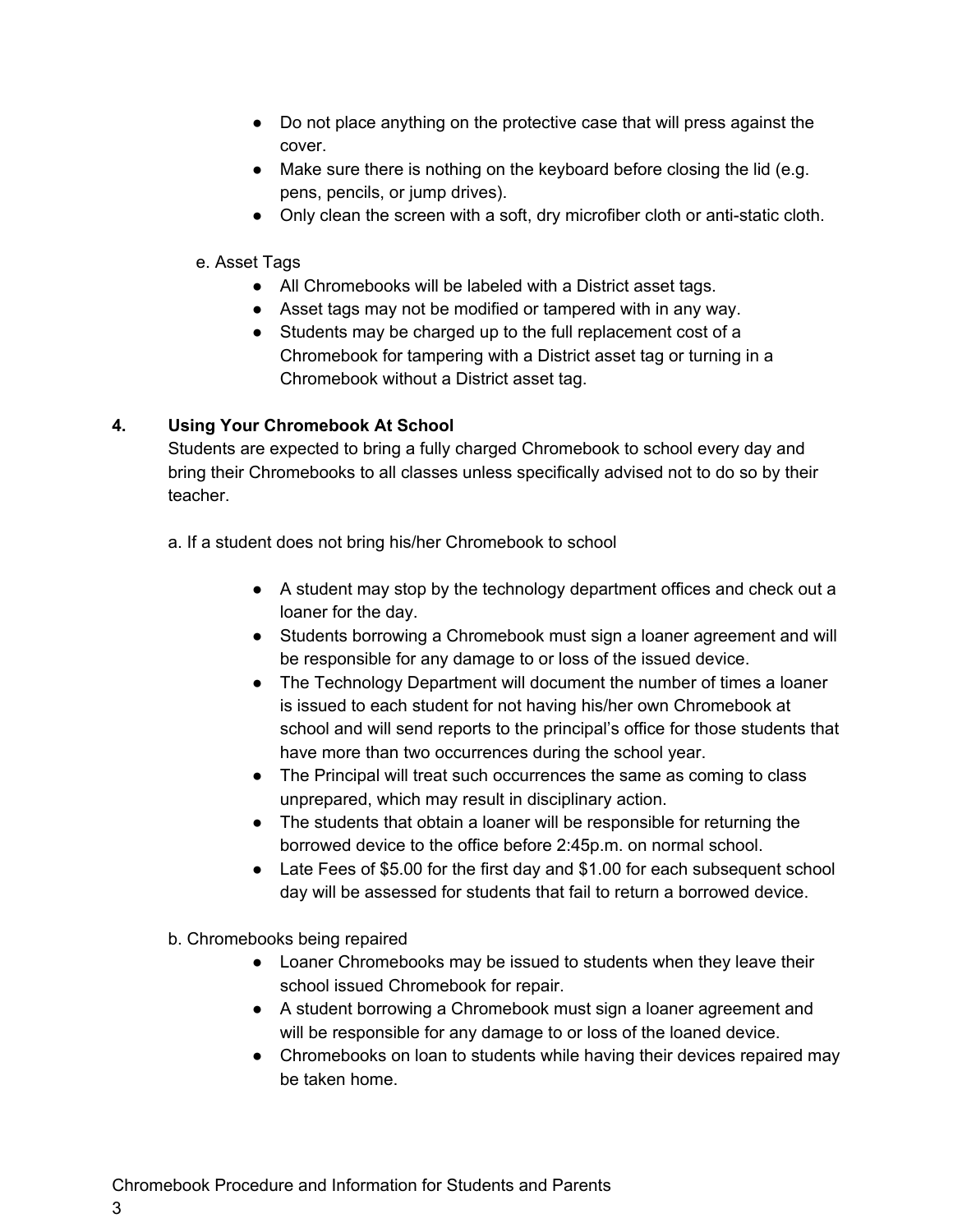- Do not place anything on the protective case that will press against the cover.
- Make sure there is nothing on the keyboard before closing the lid (e.g. pens, pencils, or jump drives).
- Only clean the screen with a soft, dry microfiber cloth or anti-static cloth.

e. Asset Tags

- All Chromebooks will be labeled with a District asset tags.
- Asset tags may not be modified or tampered with in any way.
- Students may be charged up to the full replacement cost of a Chromebook for tampering with a District asset tag or turning in a Chromebook without a District asset tag.

## 4. Using Your Chromebook At School

Students are expected to bring a fully charged Chromebook to school every day and bring their Chromebooks to all classes unless specifically advised not to do so by their teacher.

a. If a student does not bring his/her Chromebook to school

- A student may stop by the technology department offices and check out a loaner for the day.
- Students borrowing a Chromebook must sign a loaner agreement and will be responsible for any damage to or loss of the issued device.
- The Technology Department will document the number of times a loaner is issued to each student for not having his/her own Chromebook at school and will send reports to the principal's office for those students that have more than two occurrences during the school year.
- The Principal will treat such occurrences the same as coming to class unprepared, which may result in disciplinary action.
- The students that obtain a loaner will be responsible for returning the borrowed device to the office before 2:45p.m. on normal school.
- Late Fees of $5.00 for the first day and $1.00 for each subsequent school day will be assessed for students that fail to return a borrowed device.

b. Chromebooks being repaired

- Loaner Chromebooks may be issued to students when they leave their school issued Chromebook for repair.
- A student borrowing a Chromebook must sign a loaner agreement and will be responsible for any damage to or loss of the loaned device.
- Chromebooks on loan to students while having their devices repaired may be taken home.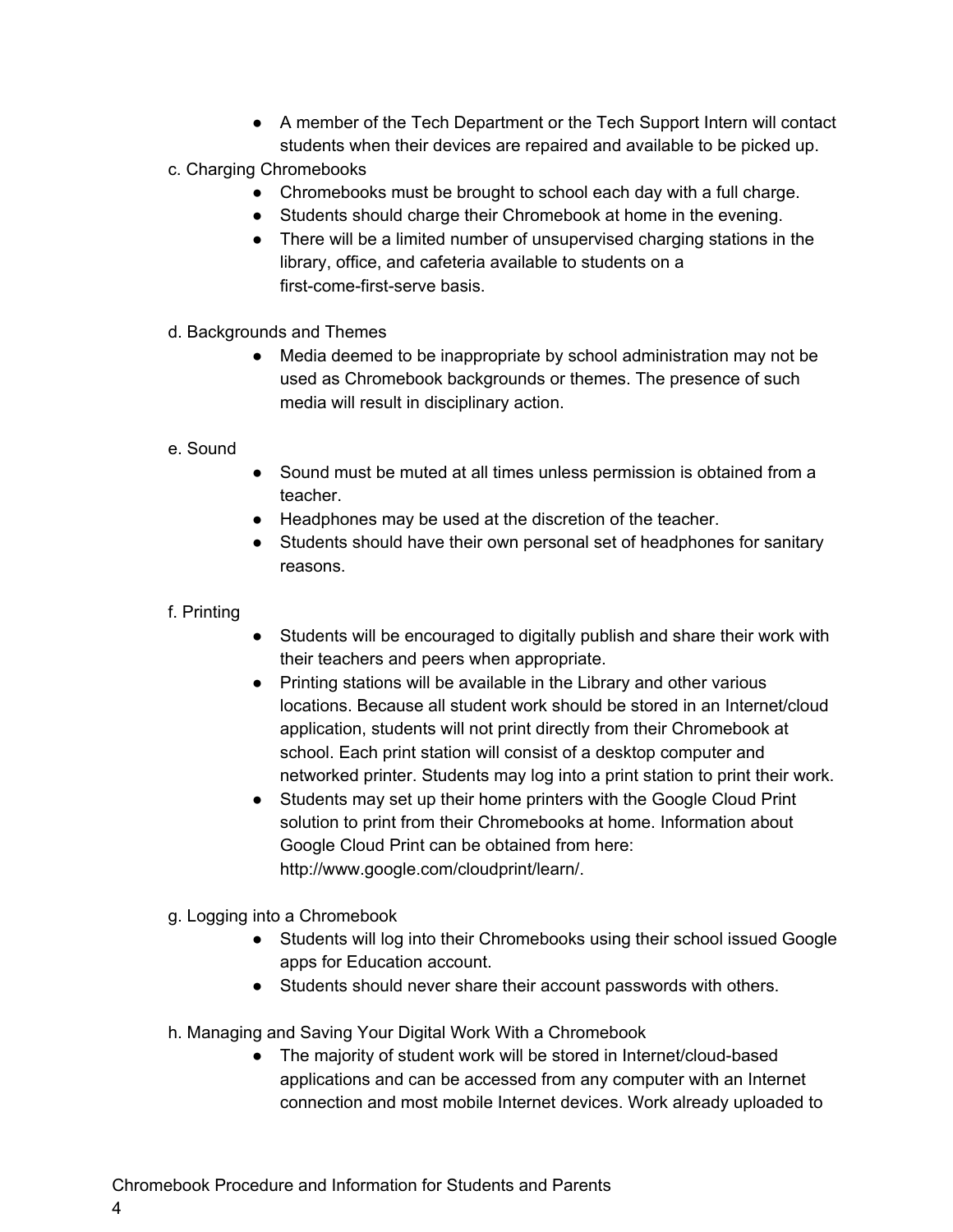- A member of the Tech Department or the Tech Support Intern will contact students when their devices are repaired and available to be picked up.

c. Charging Chromebooks

- Chromebooks must be brought to school each day with a full charge.
- Students should charge their Chromebook at home in the evening.
- There will be a limited number of unsupervised charging stations in the library, office, and cafeteria available to students on a first-come-first-serve basis.

d. Backgrounds and Themes

- Media deemed to be inappropriate by school administration may not be used as Chromebook backgrounds or themes. The presence of such media will result in disciplinary action.

e. Sound

- Sound must be muted at all times unless permission is obtained from a teacher.
- Headphones may be used at the discretion of the teacher.
- Students should have their own personal set of headphones for sanitary reasons.

f. Printing

- Students will be encouraged to digitally publish and share their work with their teachers and peers when appropriate.
- Printing stations will be available in the Library and other various locations. Because all student work should be stored in an Internet/cloud application, students will not print directly from their Chromebook at school. Each print station will consist of a desktop computer and networked printer. Students may log into a print station to print their work.
- Students may set up their home printers with the Google Cloud Print solution to print from their Chromebooks at home. Information about Google Cloud Print can be obtained from here: http://www.google.com/cloudprint/learn/.

g. Logging into a Chromebook

- Students will log into their Chromebooks using their school issued Google apps for Education account.
- Students should never share their account passwords with others.

h. Managing and Saving Your Digital Work With a Chromebook

- The majority of student work will be stored in Internet/cloud-based applications and can be accessed from any computer with an Internet connection and most mobile Internet devices. Work already uploaded to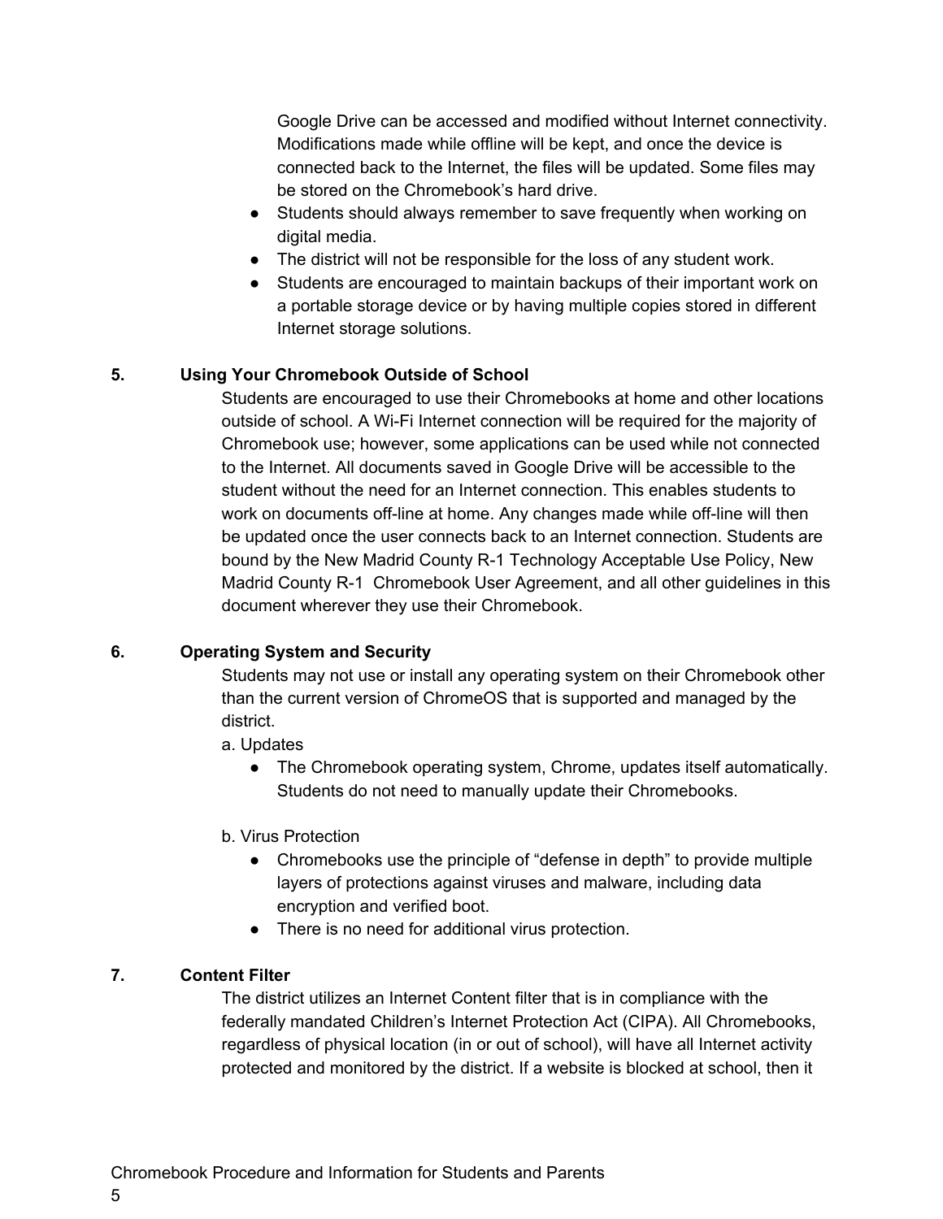Google Drive can be accessed and modified without Internet connectivity. Modifications made while offline will be kept, and once the device is connected back to the Internet, the files will be updated. Some files may be stored on the Chromebook's hard drive.

- Students should always remember to save frequently when working on digital media.
- The district will not be responsible for the loss of any student work.
- Students are encouraged to maintain backups of their important work on a portable storage device or by having multiple copies stored in different Internet storage solutions.

**5. Using Your Chromebook Outside of School**

Students are encouraged to use their Chromebooks at home and other locations outside of school. A Wi-Fi Internet connection will be required for the majority of Chromebook use; however, some applications can be used while not connected to the Internet. All documents saved in Google Drive will be accessible to the student without the need for an Internet connection. This enables students to work on documents off-line at home. Any changes made while off-line will then be updated once the user connects back to an Internet connection. Students are bound by the New Madrid County R-1 Technology Acceptable Use Policy, New Madrid County R-1 Chromebook User Agreement, and all other guidelines in this document wherever they use their Chromebook.

**6. Operating System and Security**

Students may not use or install any operating system on their Chromebook other than the current version of ChromeOS that is supported and managed by the district.

a. Updates

- The Chromebook operating system, Chrome, updates itself automatically. Students do not need to manually update their Chromebooks.

b. Virus Protection

- Chromebooks use the principle of "defense in depth" to provide multiple layers of protections against viruses and malware, including data encryption and verified boot.
- There is no need for additional virus protection.

**7. Content Filter**

The district utilizes an Internet Content filter that is in compliance with the federally mandated Children's Internet Protection Act (CIPA). All Chromebooks, regardless of physical location (in or out of school), will have all Internet activity protected and monitored by the district. If a website is blocked at school, then it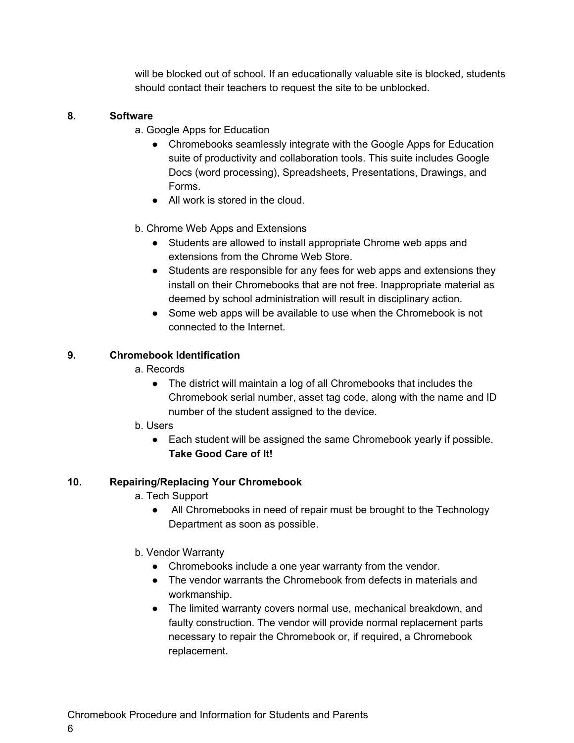will be blocked out of school. If an educationally valuable site is blocked, students should contact their teachers to request the site to be unblocked.

## 8. Software

a. Google Apps for Education

- Chromebooks seamlessly integrate with the Google Apps for Education suite of productivity and collaboration tools. This suite includes Google Docs (word processing), Spreadsheets, Presentations, Drawings, and Forms.
- All work is stored in the cloud.

b. Chrome Web Apps and Extensions

- Students are allowed to install appropriate Chrome web apps and extensions from the Chrome Web Store.
- Students are responsible for any fees for web apps and extensions they install on their Chromebooks that are not free. Inappropriate material as deemed by school administration will result in disciplinary action.
- Some web apps will be available to use when the Chromebook is not connected to the Internet.

## 9. Chromebook Identification

a. Records

- The district will maintain a log of all Chromebooks that includes the Chromebook serial number, asset tag code, along with the name and ID number of the student assigned to the device.

b. Users

- Each student will be assigned the same Chromebook yearly if possible. **Take Good Care of It!**

## 10. Repairing/Replacing Your Chromebook

a. Tech Support

- All Chromebooks in need of repair must be brought to the Technology Department as soon as possible.

b. Vendor Warranty

- Chromebooks include a one year warranty from the vendor.
- The vendor warrants the Chromebook from defects in materials and workmanship.
- The limited warranty covers normal use, mechanical breakdown, and faulty construction. The vendor will provide normal replacement parts necessary to repair the Chromebook or, if required, a Chromebook replacement.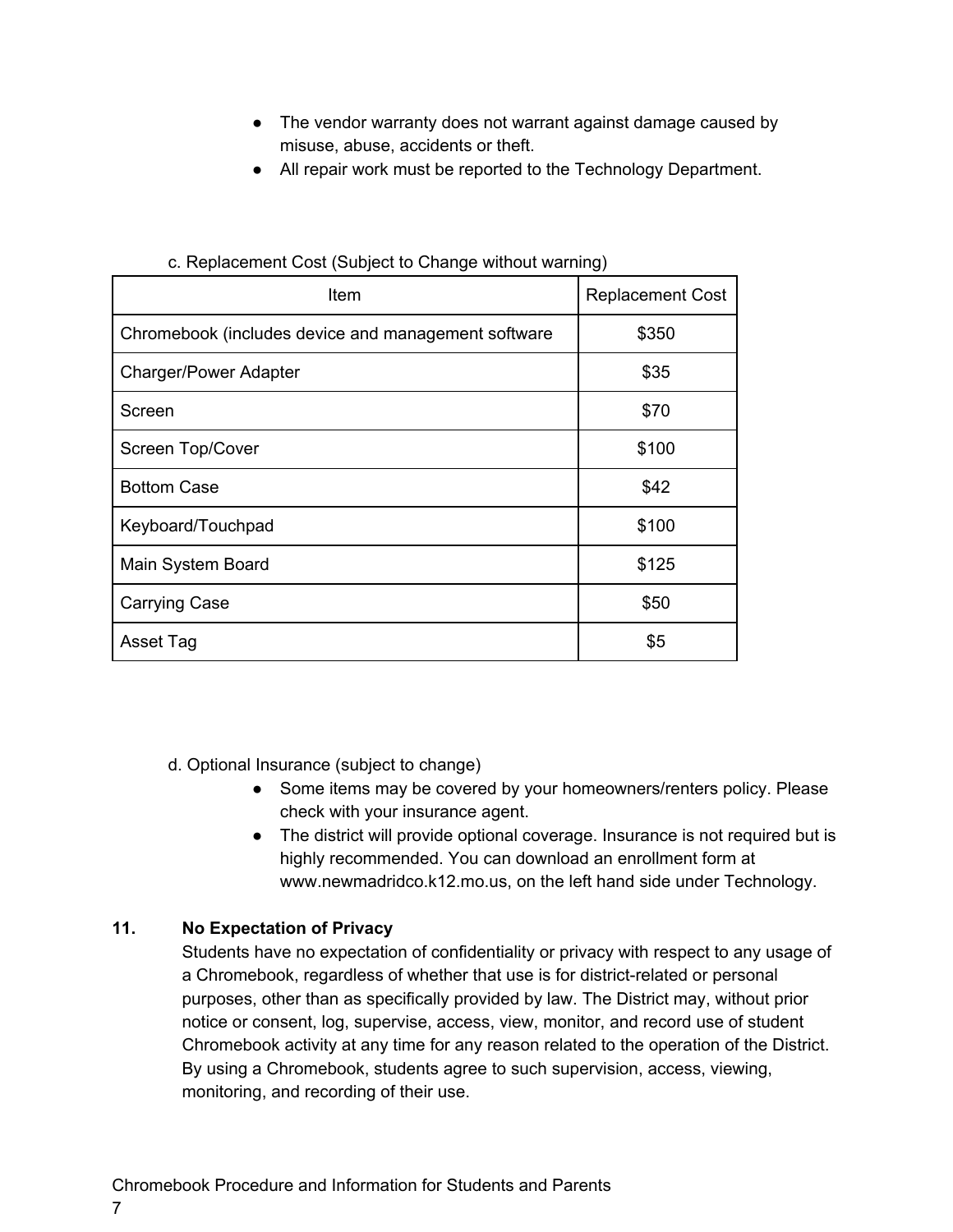- The vendor warranty does not warrant against damage caused by misuse, abuse, accidents or theft.
- All repair work must be reported to the Technology Department.

c. Replacement Cost (Subject to Change without warning)

| Item | Replacement Cost |
|---|---|
| Chromebook (includes device and management software | $350 |
| Charger/Power Adapter | $35 |
| Screen | $70 |
| Screen Top/Cover | $100 |
| Bottom Case | $42 |
| Keyboard/Touchpad | $100 |
| Main System Board | $125 |
| Carrying Case | $50 |
| Asset Tag | $5 |

d. Optional Insurance (subject to change)

- Some items may be covered by your homeowners/renters policy. Please check with your insurance agent.
- The district will provide optional coverage. Insurance is not required but is highly recommended. You can download an enrollment form at www.newmadridco.k12.mo.us, on the left hand side under Technology.

**11. No Expectation of Privacy**

Students have no expectation of confidentiality or privacy with respect to any usage of a Chromebook, regardless of whether that use is for district-related or personal purposes, other than as specifically provided by law. The District may, without prior notice or consent, log, supervise, access, view, monitor, and record use of student Chromebook activity at any time for any reason related to the operation of the District. By using a Chromebook, students agree to such supervision, access, viewing, monitoring, and recording of their use.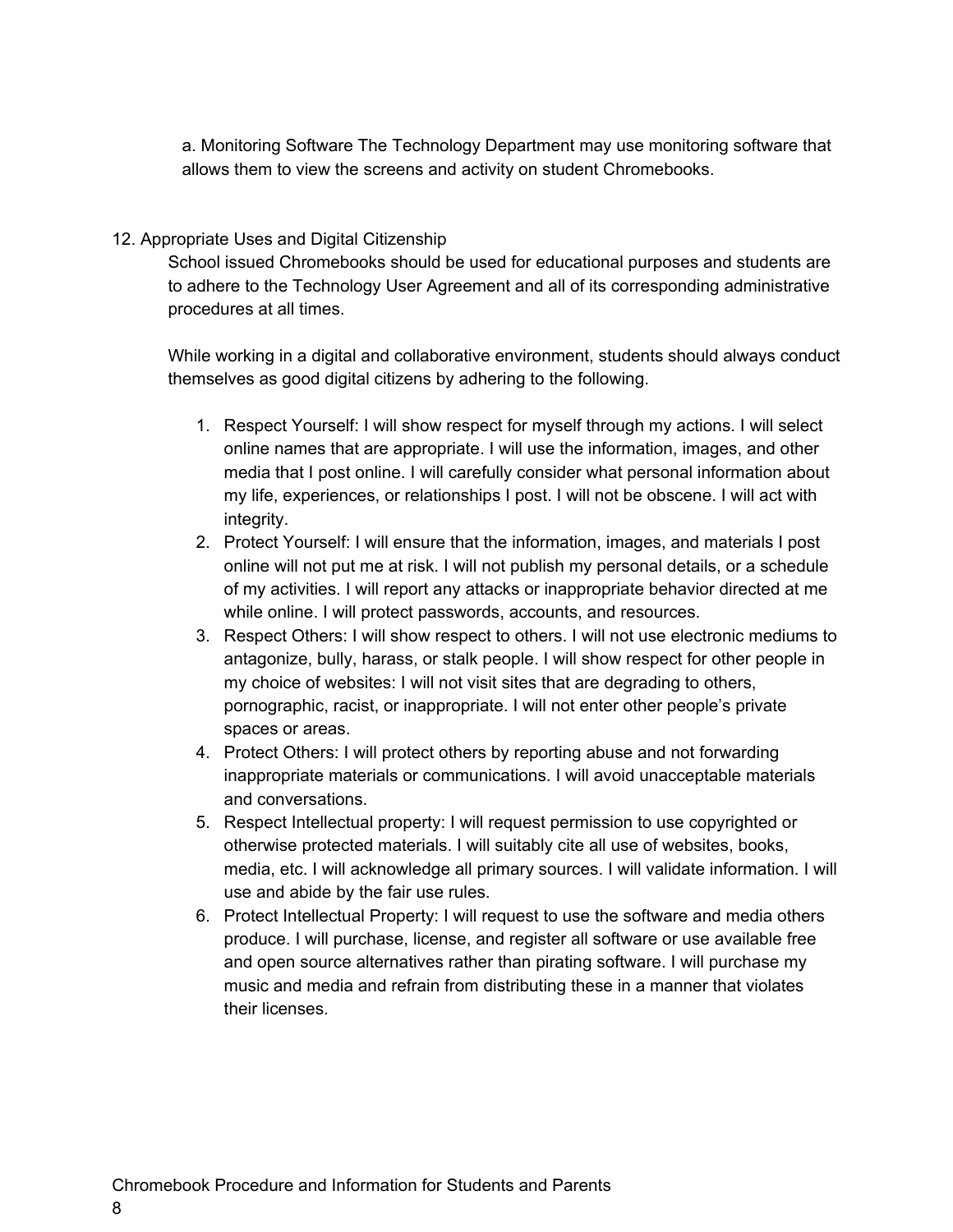a. Monitoring Software The Technology Department may use monitoring software that allows them to view the screens and activity on student Chromebooks.

12. Appropriate Uses and Digital Citizenship

School issued Chromebooks should be used for educational purposes and students are to adhere to the Technology User Agreement and all of its corresponding administrative procedures at all times.

While working in a digital and collaborative environment, students should always conduct themselves as good digital citizens by adhering to the following.

1. Respect Yourself: I will show respect for myself through my actions. I will select online names that are appropriate. I will use the information, images, and other media that I post online. I will carefully consider what personal information about my life, experiences, or relationships I post. I will not be obscene. I will act with integrity.
2. Protect Yourself: I will ensure that the information, images, and materials I post online will not put me at risk. I will not publish my personal details, or a schedule of my activities. I will report any attacks or inappropriate behavior directed at me while online. I will protect passwords, accounts, and resources.
3. Respect Others: I will show respect to others. I will not use electronic mediums to antagonize, bully, harass, or stalk people. I will show respect for other people in my choice of websites: I will not visit sites that are degrading to others, pornographic, racist, or inappropriate. I will not enter other people's private spaces or areas.
4. Protect Others: I will protect others by reporting abuse and not forwarding inappropriate materials or communications. I will avoid unacceptable materials and conversations.
5. Respect Intellectual property: I will request permission to use copyrighted or otherwise protected materials. I will suitably cite all use of websites, books, media, etc. I will acknowledge all primary sources. I will validate information. I will use and abide by the fair use rules.
6. Protect Intellectual Property: I will request to use the software and media others produce. I will purchase, license, and register all software or use available free and open source alternatives rather than pirating software. I will purchase my music and media and refrain from distributing these in a manner that violates their licenses.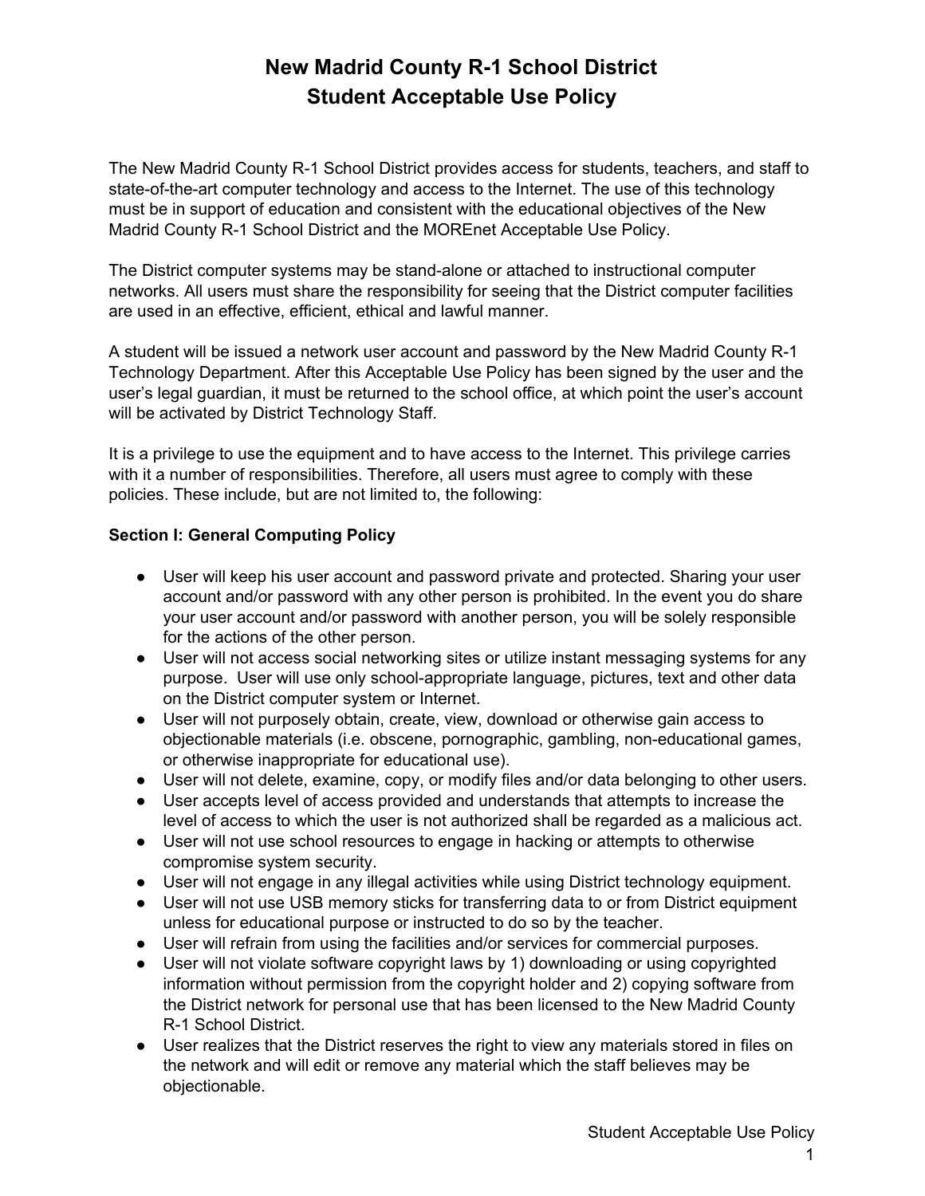# New Madrid County R-1 School District
# Student Acceptable Use Policy

The New Madrid County R-1 School District provides access for students, teachers, and staff to state-of-the-art computer technology and access to the Internet. The use of this technology must be in support of education and consistent with the educational objectives of the New Madrid County R-1 School District and the MOREnet Acceptable Use Policy.

The District computer systems may be stand-alone or attached to instructional computer networks. All users must share the responsibility for seeing that the District computer facilities are used in an effective, efficient, ethical and lawful manner.

A student will be issued a network user account and password by the New Madrid County R-1 Technology Department. After this Acceptable Use Policy has been signed by the user and the user's legal guardian, it must be returned to the school office, at which point the user's account will be activated by District Technology Staff.

It is a privilege to use the equipment and to have access to the Internet. This privilege carries with it a number of responsibilities. Therefore, all users must agree to comply with these policies. These include, but are not limited to, the following:

**Section I: General Computing Policy**

- User will keep his user account and password private and protected. Sharing your user account and/or password with any other person is prohibited. In the event you do share your user account and/or password with another person, you will be solely responsible for the actions of the other person.
- User will not access social networking sites or utilize instant messaging systems for any purpose. User will use only school-appropriate language, pictures, text and other data on the District computer system or Internet.
- User will not purposely obtain, create, view, download or otherwise gain access to objectionable materials (i.e. obscene, pornographic, gambling, non-educational games, or otherwise inappropriate for educational use).
- User will not delete, examine, copy, or modify files and/or data belonging to other users.
- User accepts level of access provided and understands that attempts to increase the level of access to which the user is not authorized shall be regarded as a malicious act.
- User will not use school resources to engage in hacking or attempts to otherwise compromise system security.
- User will not engage in any illegal activities while using District technology equipment.
- User will not use USB memory sticks for transferring data to or from District equipment unless for educational purpose or instructed to do so by the teacher.
- User will refrain from using the facilities and/or services for commercial purposes.
- User will not violate software copyright laws by 1) downloading or using copyrighted information without permission from the copyright holder and 2) copying software from the District network for personal use that has been licensed to the New Madrid County R-1 School District.
- User realizes that the District reserves the right to view any materials stored in files on the network and will edit or remove any material which the staff believes may be objectionable.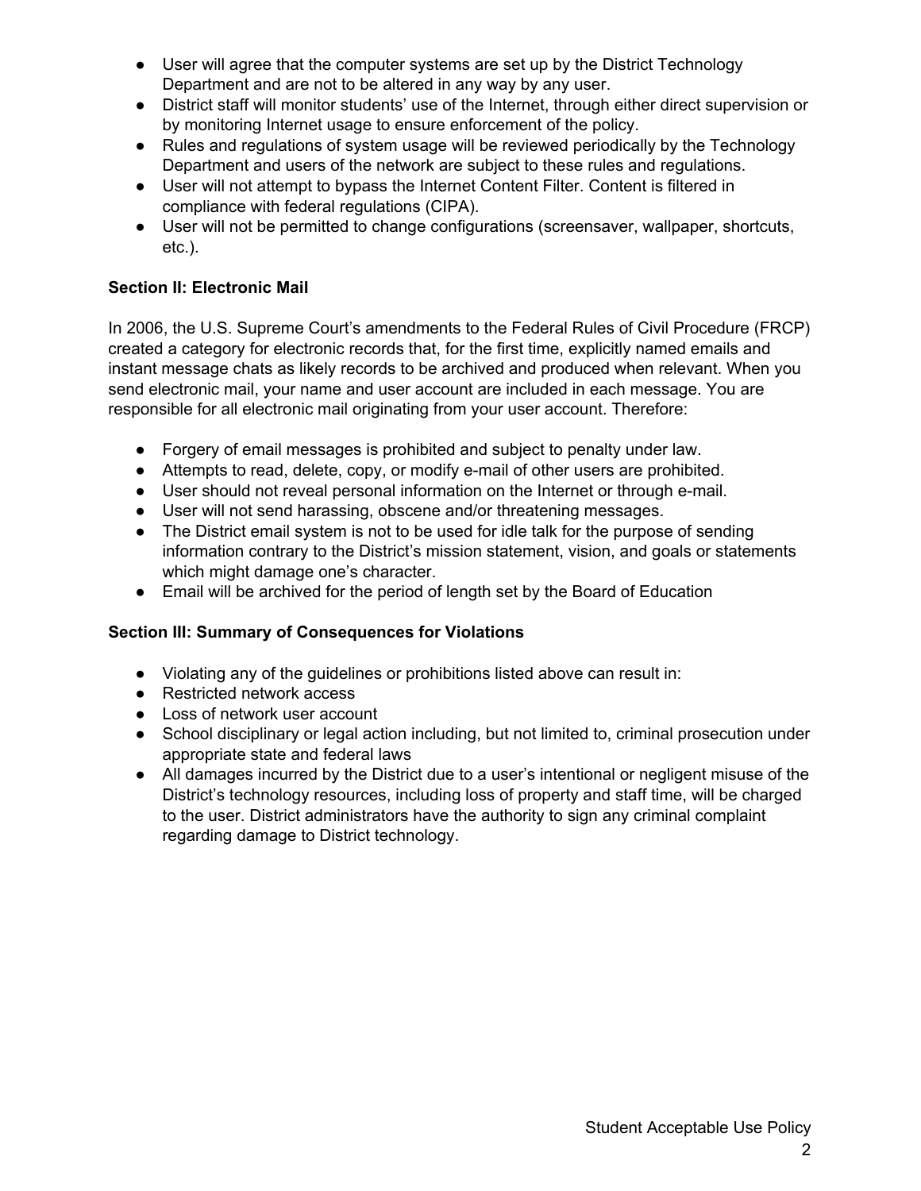- User will agree that the computer systems are set up by the District Technology Department and are not to be altered in any way by any user.
- District staff will monitor students' use of the Internet, through either direct supervision or by monitoring Internet usage to ensure enforcement of the policy.
- Rules and regulations of system usage will be reviewed periodically by the Technology Department and users of the network are subject to these rules and regulations.
- User will not attempt to bypass the Internet Content Filter. Content is filtered in compliance with federal regulations (CIPA).
- User will not be permitted to change configurations (screensaver, wallpaper, shortcuts, etc.).

**Section II: Electronic Mail**

In 2006, the U.S. Supreme Court's amendments to the Federal Rules of Civil Procedure (FRCP) created a category for electronic records that, for the first time, explicitly named emails and instant message chats as likely records to be archived and produced when relevant. When you send electronic mail, your name and user account are included in each message. You are responsible for all electronic mail originating from your user account. Therefore:

- Forgery of email messages is prohibited and subject to penalty under law.
- Attempts to read, delete, copy, or modify e-mail of other users are prohibited.
- User should not reveal personal information on the Internet or through e-mail.
- User will not send harassing, obscene and/or threatening messages.
- The District email system is not to be used for idle talk for the purpose of sending information contrary to the District's mission statement, vision, and goals or statements which might damage one's character.
- Email will be archived for the period of length set by the Board of Education

**Section III: Summary of Consequences for Violations**

- Violating any of the guidelines or prohibitions listed above can result in:
- Restricted network access
- Loss of network user account
- School disciplinary or legal action including, but not limited to, criminal prosecution under appropriate state and federal laws
- All damages incurred by the District due to a user's intentional or negligent misuse of the District's technology resources, including loss of property and staff time, will be charged to the user. District administrators have the authority to sign any criminal complaint regarding damage to District technology.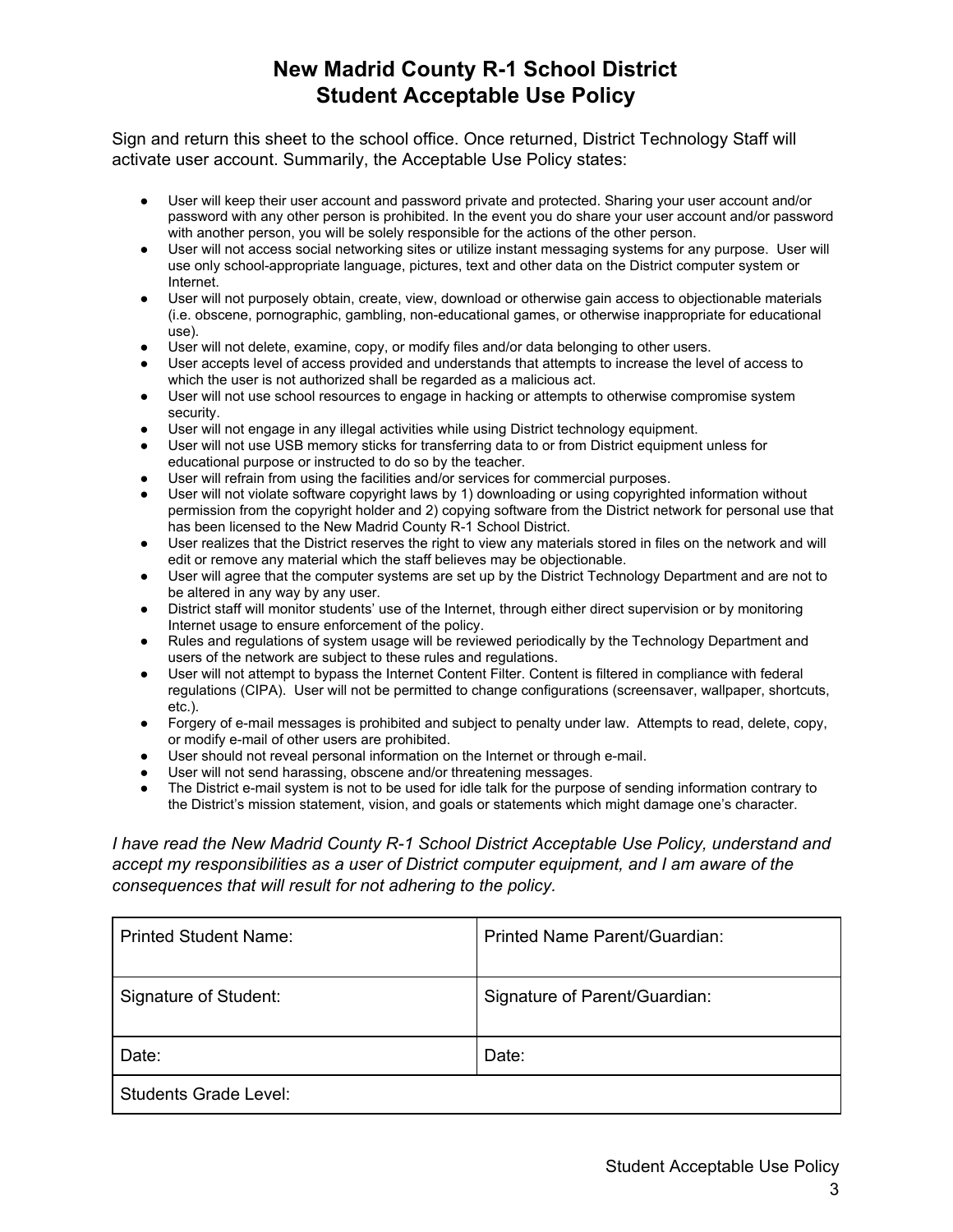# New Madrid County R-1 School District
# Student Acceptable Use Policy

Sign and return this sheet to the school office. Once returned, District Technology Staff will activate user account. Summarily, the Acceptable Use Policy states:

- User will keep their user account and password private and protected. Sharing your user account and/or password with any other person is prohibited. In the event you do share your user account and/or password with another person, you will be solely responsible for the actions of the other person.
- User will not access social networking sites or utilize instant messaging systems for any purpose. User will use only school-appropriate language, pictures, text and other data on the District computer system or Internet.
- User will not purposely obtain, create, view, download or otherwise gain access to objectionable materials (i.e. obscene, pornographic, gambling, non-educational games, or otherwise inappropriate for educational use).
- User will not delete, examine, copy, or modify files and/or data belonging to other users.
- User accepts level of access provided and understands that attempts to increase the level of access to which the user is not authorized shall be regarded as a malicious act.
- User will not use school resources to engage in hacking or attempts to otherwise compromise system security.
- User will not engage in any illegal activities while using District technology equipment.
- User will not use USB memory sticks for transferring data to or from District equipment unless for educational purpose or instructed to do so by the teacher.
- User will refrain from using the facilities and/or services for commercial purposes.
- User will not violate software copyright laws by 1) downloading or using copyrighted information without permission from the copyright holder and 2) copying software from the District network for personal use that has been licensed to the New Madrid County R-1 School District.
- User realizes that the District reserves the right to view any materials stored in files on the network and will edit or remove any material which the staff believes may be objectionable.
- User will agree that the computer systems are set up by the District Technology Department and are not to be altered in any way by any user.
- District staff will monitor students' use of the Internet, through either direct supervision or by monitoring Internet usage to ensure enforcement of the policy.
- Rules and regulations of system usage will be reviewed periodically by the Technology Department and users of the network are subject to these rules and regulations.
- User will not attempt to bypass the Internet Content Filter. Content is filtered in compliance with federal regulations (CIPA). User will not be permitted to change configurations (screensaver, wallpaper, shortcuts, etc.).
- Forgery of e-mail messages is prohibited and subject to penalty under law. Attempts to read, delete, copy, or modify e-mail of other users are prohibited.
- User should not reveal personal information on the Internet or through e-mail.
- User will not send harassing, obscene and/or threatening messages.
- The District e-mail system is not to be used for idle talk for the purpose of sending information contrary to the District's mission statement, vision, and goals or statements which might damage one's character.

*I have read the New Madrid County R-1 School District Acceptable Use Policy, understand and accept my responsibilities as a user of District computer equipment, and I am aware of the consequences that will result for not adhering to the policy.*

| | |
|---|---|
| Printed Student Name: | Printed Name Parent/Guardian: |
| Signature of Student: | Signature of Parent/Guardian: |
| Date: | Date: |
| Students Grade Level: | |